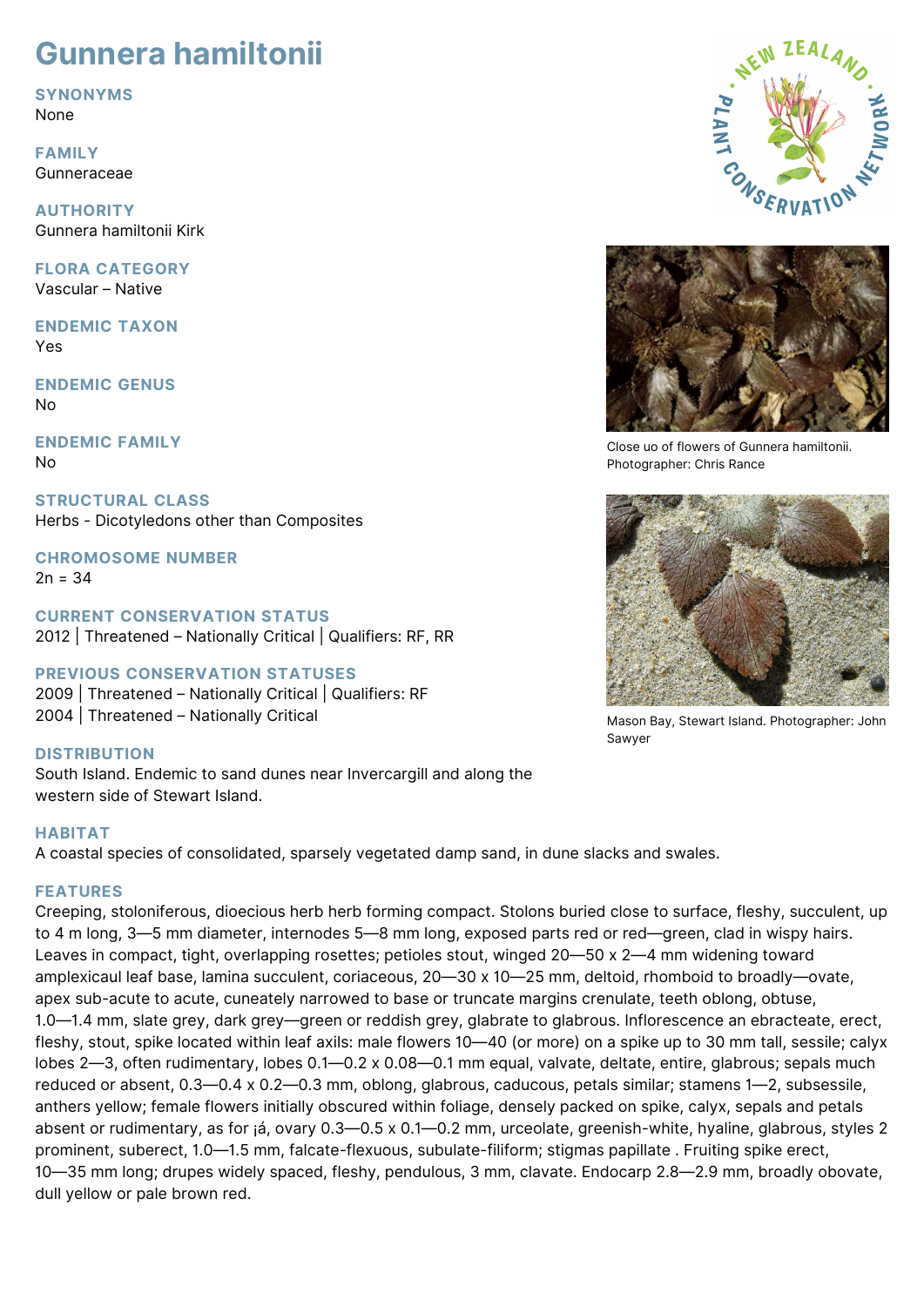# Gunnera hamiltonii

**SYNONYMS**
None

**FAMILY**
Gunneraceae

**AUTHORITY**
Gunnera hamiltonii Kirk

**FLORA CATEGORY**
Vascular – Native

**ENDEMIC TAXON**
Yes

**ENDEMIC GENUS**
No

**ENDEMIC FAMILY**
No

**STRUCTURAL CLASS**
Herbs - Dicotyledons other than Composites

**CHROMOSOME NUMBER**
2n = 34

**CURRENT CONSERVATION STATUS**
2012 | Threatened – Nationally Critical | Qualifiers: RF, RR

**PREVIOUS CONSERVATION STATUSES**
2009 | Threatened – Nationally Critical | Qualifiers: RF
2004 | Threatened – Nationally Critical

**DISTRIBUTION**
South Island. Endemic to sand dunes near Invercargill and along the western side of Stewart Island.

Close uo of flowers of Gunnera hamiltonii. Photographer: Chris Rance

Mason Bay, Stewart Island. Photographer: John Sawyer

**HABITAT**
A coastal species of consolidated, sparsely vegetated damp sand, in dune slacks and swales.

**FEATURES**
Creeping, stoloniferous, dioecious herb herb forming compact. Stolons buried close to surface, fleshy, succulent, up to 4 m long, 3—5 mm diameter, internodes 5—8 mm long, exposed parts red or red—green, clad in wispy hairs. Leaves in compact, tight, overlapping rosettes; petioles stout, winged 20—50 x 2—4 mm widening toward amplexicaul leaf base, lamina succulent, coriaceous, 20—30 x 10—25 mm, deltoid, rhomboid to broadly—ovate, apex sub-acute to acute, cuneately narrowed to base or truncate margins crenulate, teeth oblong, obtuse, 1.0—1.4 mm, slate grey, dark grey—green or reddish grey, glabrate to glabrous. Inflorescence an ebracteate, erect, fleshy, stout, spike located within leaf axils: male flowers 10—40 (or more) on a spike up to 30 mm tall, sessile; calyx lobes 2—3, often rudimentary, lobes 0.1—0.2 x 0.08—0.1 mm equal, valvate, deltate, entire, glabrous; sepals much reduced or absent, 0.3—0.4 x 0.2—0.3 mm, oblong, glabrous, caducous, petals similar; stamens 1—2, subsessile, anthers yellow; female flowers initially obscured within foliage, densely packed on spike, calyx, sepals and petals absent or rudimentary, as for ¡á, ovary 0.3—0.5 x 0.1—0.2 mm, urceolate, greenish-white, hyaline, glabrous, styles 2 prominent, suberect, 1.0—1.5 mm, falcate-flexuous, subulate-filiform; stigmas papillate . Fruiting spike erect, 10—35 mm long; drupes widely spaced, fleshy, pendulous, 3 mm, clavate. Endocarp 2.8—2.9 mm, broadly obovate, dull yellow or pale brown red.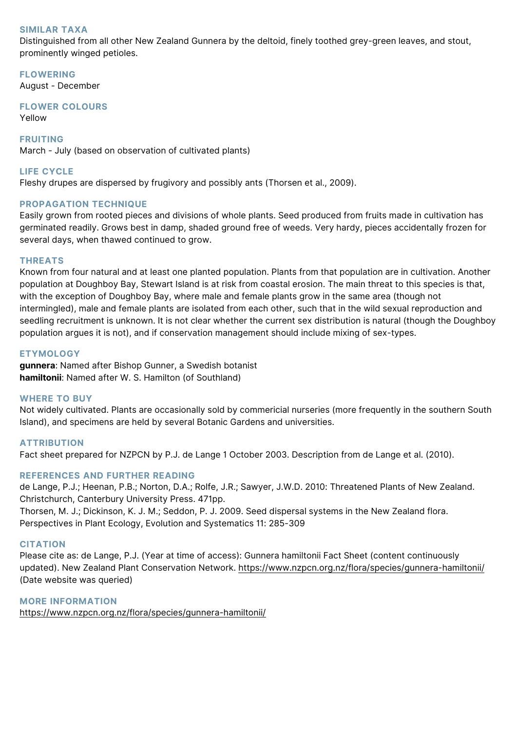## SIMILAR TAXA

Distinguished from all other New Zealand Gunnera by the deltoid, finely toothed grey-green leaves, and stout, prominently winged petioles.

## FLOWERING

August - December

## FLOWER COLOURS

Yellow

## FRUITING

March - July (based on observation of cultivated plants)

## LIFE CYCLE

Fleshy drupes are dispersed by frugivory and possibly ants (Thorsen et al., 2009).

## PROPAGATION TECHNIQUE

Easily grown from rooted pieces and divisions of whole plants. Seed produced from fruits made in cultivation has germinated readily. Grows best in damp, shaded ground free of weeds. Very hardy, pieces accidentally frozen for several days, when thawed continued to grow.

## THREATS

Known from four natural and at least one planted population. Plants from that population are in cultivation. Another population at Doughboy Bay, Stewart Island is at risk from coastal erosion. The main threat to this species is that, with the exception of Doughboy Bay, where male and female plants grow in the same area (though not intermingled), male and female plants are isolated from each other, such that in the wild sexual reproduction and seedling recruitment is unknown. It is not clear whether the current sex distribution is natural (though the Doughboy population argues it is not), and if conservation management should include mixing of sex-types.

## ETYMOLOGY

**gunnera**: Named after Bishop Gunner, a Swedish botanist
**hamiltonii**: Named after W. S. Hamilton (of Southland)

## WHERE TO BUY

Not widely cultivated. Plants are occasionally sold by commericial nurseries (more frequently in the southern South Island), and specimens are held by several Botanic Gardens and universities.

## ATTRIBUTION

Fact sheet prepared for NZPCN by P.J. de Lange 1 October 2003. Description from de Lange et al. (2010).

## REFERENCES AND FURTHER READING

de Lange, P.J.; Heenan, P.B.; Norton, D.A.; Rolfe, J.R.; Sawyer, J.W.D. 2010: Threatened Plants of New Zealand. Christchurch, Canterbury University Press. 471pp.
Thorsen, M. J.; Dickinson, K. J. M.; Seddon, P. J. 2009. Seed dispersal systems in the New Zealand flora. Perspectives in Plant Ecology, Evolution and Systematics 11: 285-309

## CITATION

Please cite as: de Lange, P.J. (Year at time of access): Gunnera hamiltonii Fact Sheet (content continuously updated). New Zealand Plant Conservation Network. https://www.nzpcn.org.nz/flora/species/gunnera-hamiltonii/ (Date website was queried)

## MORE INFORMATION

https://www.nzpcn.org.nz/flora/species/gunnera-hamiltonii/